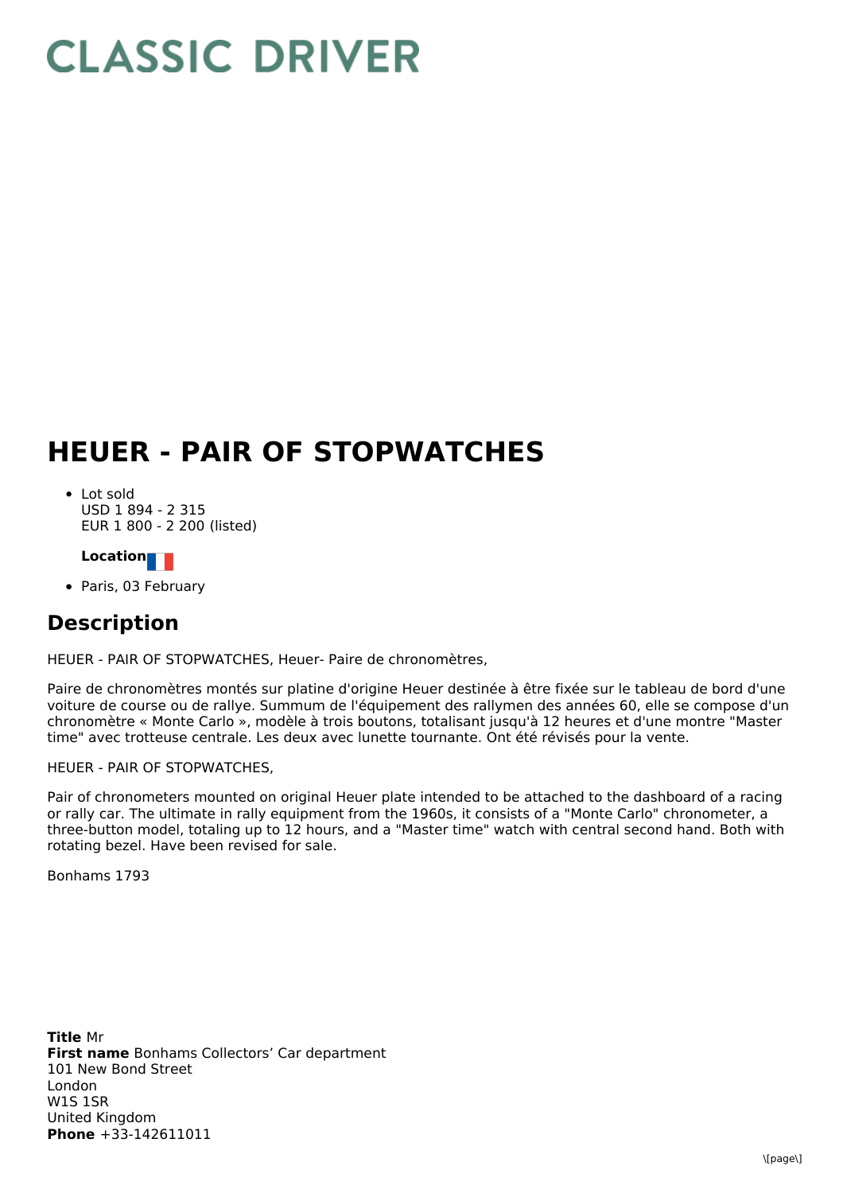# CLASSIC DRIVER

# HEUER - PAIR OF STOPWATCHES

- Lot sold
  USD 1 894 - 2 315
  EUR 1 800 - 2 200 (listed)

  **Location**

- Paris, 03 February

## Description

HEUER - PAIR OF STOPWATCHES, Heuer- Paire de chronomètres,

Paire de chronomètres montés sur platine d'origine Heuer destinée à être fixée sur le tableau de bord d'une voiture de course ou de rallye. Summum de l'équipement des rallymen des années 60, elle se compose d'un chronomètre « Monte Carlo », modèle à trois boutons, totalisant jusqu'à 12 heures et d'une montre "Master time" avec trotteuse centrale. Les deux avec lunette tournante. Ont été révisés pour la vente.

HEUER - PAIR OF STOPWATCHES,

Pair of chronometers mounted on original Heuer plate intended to be attached to the dashboard of a racing or rally car. The ultimate in rally equipment from the 1960s, it consists of a "Monte Carlo" chronometer, a three-button model, totaling up to 12 hours, and a "Master time" watch with central second hand. Both with rotating bezel. Have been revised for sale.

Bonhams 1793

**Title** Mr
**First name** Bonhams Collectors' Car department
101 New Bond Street
London
W1S 1SR
United Kingdom
**Phone** +33-142611011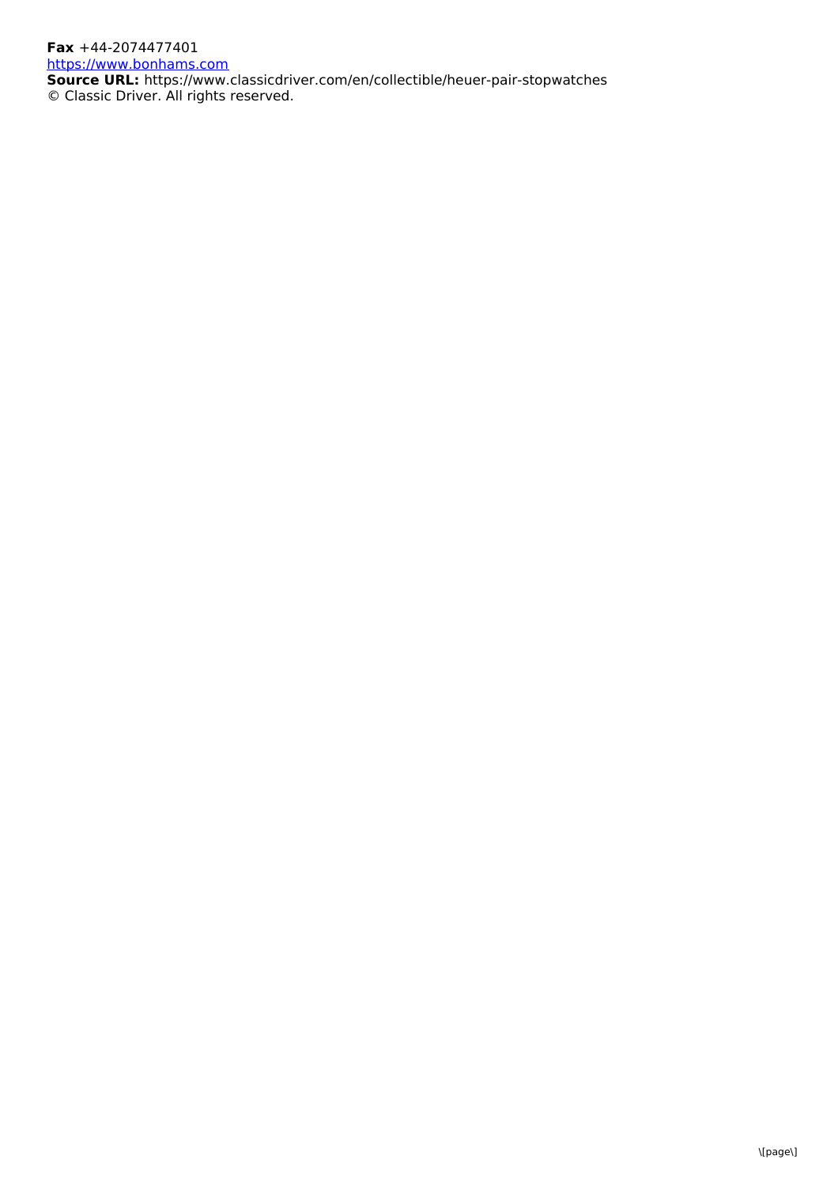**Fax** +44-2074477401
https://www.bonhams.com
**Source URL:** https://www.classicdriver.com/en/collectible/heuer-pair-stopwatches
© Classic Driver. All rights reserved.